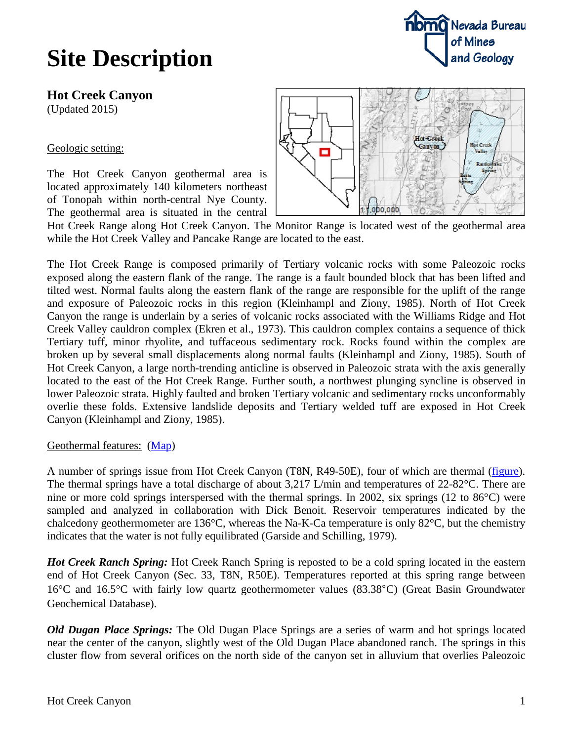# Site Description

## Hot Creek Canyon

(Updated 2015)

Geologic setting:

The Hot Creek Canyon geothermal area is located approximately 140 kilometers northeast of Tonopah within north-central Nye County. The geothermal area is situated in the central Hot Creek Range along Hot Creek Canyon. The Monitor Range is located west of the geothermal area while the Hot Creek Valley and Pancake Range are located to the east.

The Hot Creek Range is composed primarily of Tertiary volcanic rocks with some Paleozoic rocks exposed along the eastern flank of the range. The range is a fault bounded block that has been lifted and tilted west. Normal faults along the eastern flank of the range are responsible for the uplift of the range and exposure of Paleozoic rocks in this region (Kleinhampl and Ziony, 1985). North of Hot Creek Canyon the range is underlain by a series of volcanic rocks associated with the Williams Ridge and Hot Creek Valley cauldron complex (Ekren et al., 1973). This cauldron complex contains a sequence of thick Tertiary tuff, minor rhyolite, and tuffaceous sedimentary rock. Rocks found within the complex are broken up by several small displacements along normal faults (Kleinhampl and Ziony, 1985). South of Hot Creek Canyon, a large north-trending anticline is observed in Paleozoic strata with the axis generally located to the east of the Hot Creek Range. Further south, a northwest plunging syncline is observed in lower Paleozoic strata. Highly faulted and broken Tertiary volcanic and sedimentary rocks unconformably overlie these folds. Extensive landslide deposits and Tertiary welded tuff are exposed in Hot Creek Canyon (Kleinhampl and Ziony, 1985).

Geothermal features: (Map)

A number of springs issue from Hot Creek Canyon (T8N, R49-50E), four of which are thermal (figure). The thermal springs have a total discharge of about 3,217 L/min and temperatures of 22-82°C. There are nine or more cold springs interspersed with the thermal springs. In 2002, six springs (12 to 86°C) were sampled and analyzed in collaboration with Dick Benoit. Reservoir temperatures indicated by the chalcedony geothermometer are 136°C, whereas the Na-K-Ca temperature is only 82°C, but the chemistry indicates that the water is not fully equilibrated (Garside and Schilling, 1979).

***Hot Creek Ranch Spring:*** Hot Creek Ranch Spring is reposted to be a cold spring located in the eastern end of Hot Creek Canyon (Sec. 33, T8N, R50E). Temperatures reported at this spring range between 16°C and 16.5°C with fairly low quartz geothermometer values (83.38°C) (Great Basin Groundwater Geochemical Database).

***Old Dugan Place Springs:*** The Old Dugan Place Springs are a series of warm and hot springs located near the center of the canyon, slightly west of the Old Dugan Place abandoned ranch. The springs in this cluster flow from several orifices on the north side of the canyon set in alluvium that overlies Paleozoic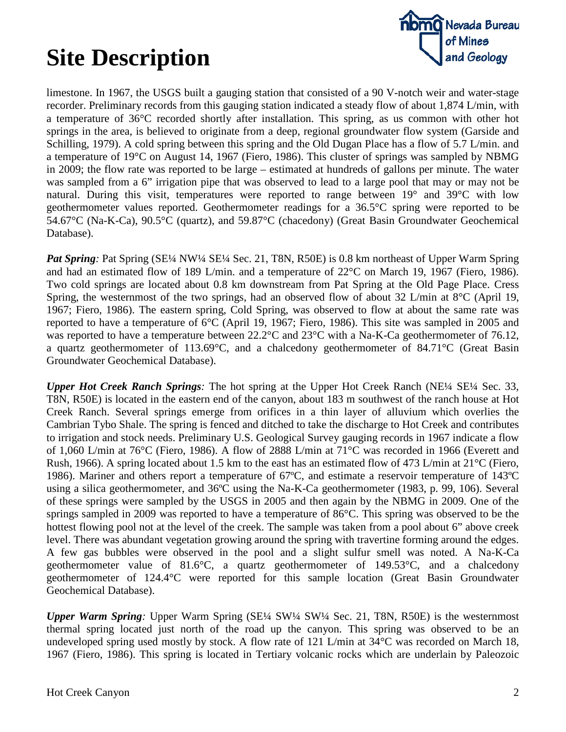# Site Description

limestone. In 1967, the USGS built a gauging station that consisted of a 90 V-notch weir and water-stage recorder. Preliminary records from this gauging station indicated a steady flow of about 1,874 L/min, with a temperature of 36°C recorded shortly after installation. This spring, as us common with other hot springs in the area, is believed to originate from a deep, regional groundwater flow system (Garside and Schilling, 1979). A cold spring between this spring and the Old Dugan Place has a flow of 5.7 L/min. and a temperature of 19°C on August 14, 1967 (Fiero, 1986). This cluster of springs was sampled by NBMG in 2009; the flow rate was reported to be large – estimated at hundreds of gallons per minute. The water was sampled from a 6" irrigation pipe that was observed to lead to a large pool that may or may not be natural. During this visit, temperatures were reported to range between 19° and 39°C with low geothermometer values reported. Geothermometer readings for a 36.5°C spring were reported to be 54.67°C (Na-K-Ca), 90.5°C (quartz), and 59.87°C (chacedony) (Great Basin Groundwater Geochemical Database).

***Pat Spring**:* Pat Spring (SE¼ NW¼ SE¼ Sec. 21, T8N, R50E) is 0.8 km northeast of Upper Warm Spring and had an estimated flow of 189 L/min. and a temperature of 22°C on March 19, 1967 (Fiero, 1986). Two cold springs are located about 0.8 km downstream from Pat Spring at the Old Page Place. Cress Spring, the westernmost of the two springs, had an observed flow of about 32 L/min at 8°C (April 19, 1967; Fiero, 1986). The eastern spring, Cold Spring, was observed to flow at about the same rate was reported to have a temperature of 6°C (April 19, 1967; Fiero, 1986). This site was sampled in 2005 and was reported to have a temperature between 22.2°C and 23°C with a Na-K-Ca geothermometer of 76.12, a quartz geothermometer of 113.69°C, and a chalcedony geothermometer of 84.71°C (Great Basin Groundwater Geochemical Database).

***Upper Hot Creek Ranch Springs**:* The hot spring at the Upper Hot Creek Ranch (NE¼ SE¼ Sec. 33, T8N, R50E) is located in the eastern end of the canyon, about 183 m southwest of the ranch house at Hot Creek Ranch. Several springs emerge from orifices in a thin layer of alluvium which overlies the Cambrian Tybo Shale. The spring is fenced and ditched to take the discharge to Hot Creek and contributes to irrigation and stock needs. Preliminary U.S. Geological Survey gauging records in 1967 indicate a flow of 1,060 L/min at 76°C (Fiero, 1986). A flow of 2888 L/min at 71°C was recorded in 1966 (Everett and Rush, 1966). A spring located about 1.5 km to the east has an estimated flow of 473 L/min at 21°C (Fiero, 1986). Mariner and others report a temperature of 67ºC, and estimate a reservoir temperature of 143ºC using a silica geothermometer, and 36ºC using the Na-K-Ca geothermometer (1983, p. 99, 106). Several of these springs were sampled by the USGS in 2005 and then again by the NBMG in 2009. One of the springs sampled in 2009 was reported to have a temperature of 86°C. This spring was observed to be the hottest flowing pool not at the level of the creek. The sample was taken from a pool about 6" above creek level. There was abundant vegetation growing around the spring with travertine forming around the edges. A few gas bubbles were observed in the pool and a slight sulfur smell was noted. A Na-K-Ca geothermometer value of 81.6°C, a quartz geothermometer of 149.53°C, and a chalcedony geothermometer of 124.4°C were reported for this sample location (Great Basin Groundwater Geochemical Database).

***Upper Warm Spring**:* Upper Warm Spring (SE¼ SW¼ SW¼ Sec. 21, T8N, R50E) is the westernmost thermal spring located just north of the road up the canyon. This spring was observed to be an undeveloped spring used mostly by stock. A flow rate of 121 L/min at 34°C was recorded on March 18, 1967 (Fiero, 1986). This spring is located in Tertiary volcanic rocks which are underlain by Paleozoic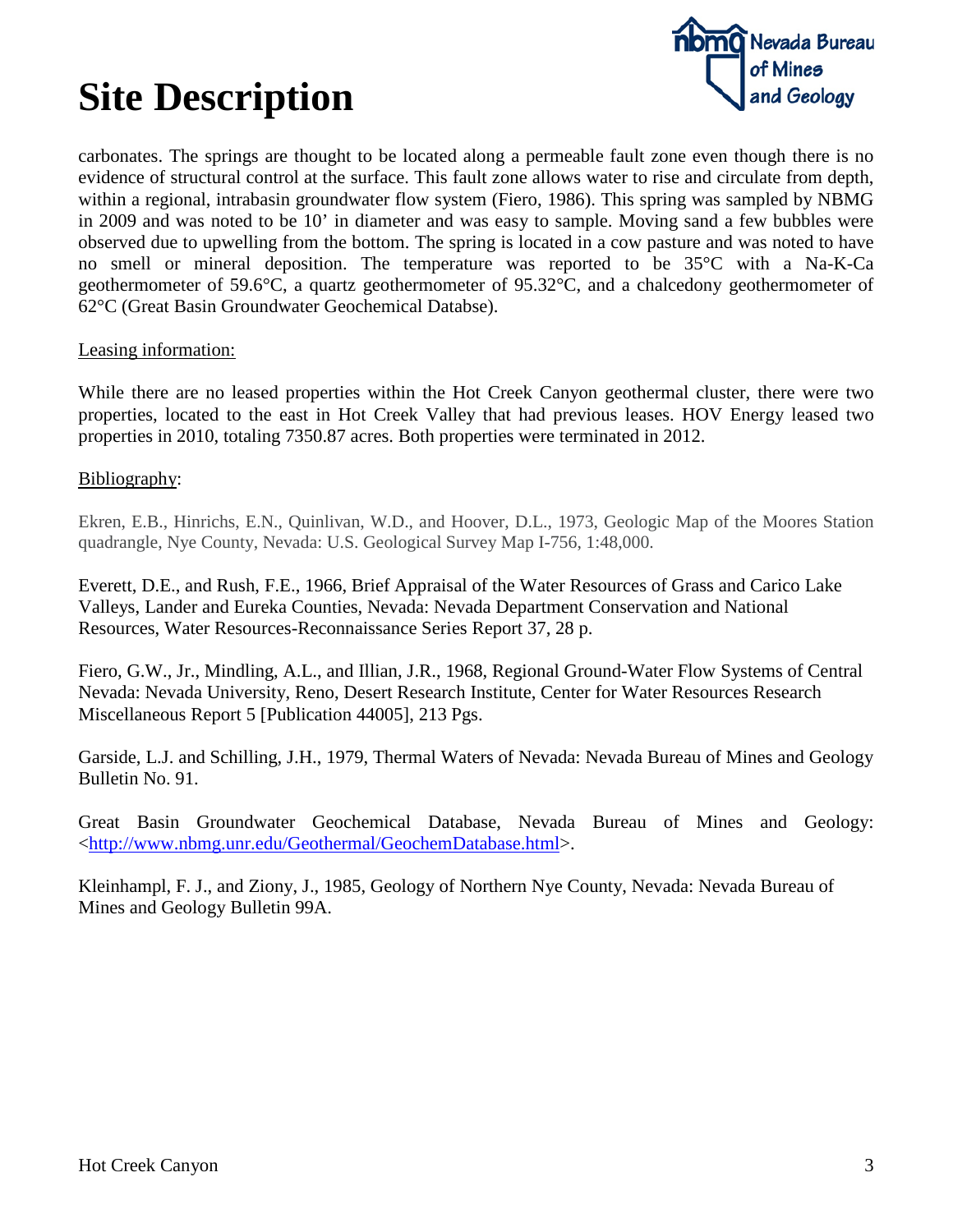# Site Description

carbonates. The springs are thought to be located along a permeable fault zone even though there is no evidence of structural control at the surface. This fault zone allows water to rise and circulate from depth, within a regional, intrabasin groundwater flow system (Fiero, 1986). This spring was sampled by NBMG in 2009 and was noted to be 10' in diameter and was easy to sample. Moving sand a few bubbles were observed due to upwelling from the bottom. The spring is located in a cow pasture and was noted to have no smell or mineral deposition. The temperature was reported to be 35°C with a Na-K-Ca geothermometer of 59.6°C, a quartz geothermometer of 95.32°C, and a chalcedony geothermometer of 62°C (Great Basin Groundwater Geochemical Databse).

Leasing information:

While there are no leased properties within the Hot Creek Canyon geothermal cluster, there were two properties, located to the east in Hot Creek Valley that had previous leases. HOV Energy leased two properties in 2010, totaling 7350.87 acres. Both properties were terminated in 2012.

Bibliography:

Ekren, E.B., Hinrichs, E.N., Quinlivan, W.D., and Hoover, D.L., 1973, Geologic Map of the Moores Station quadrangle, Nye County, Nevada: U.S. Geological Survey Map I-756, 1:48,000.

Everett, D.E., and Rush, F.E., 1966, Brief Appraisal of the Water Resources of Grass and Carico Lake Valleys, Lander and Eureka Counties, Nevada: Nevada Department Conservation and National Resources, Water Resources-Reconnaissance Series Report 37, 28 p.

Fiero, G.W., Jr., Mindling, A.L., and Illian, J.R., 1968, Regional Ground-Water Flow Systems of Central Nevada: Nevada University, Reno, Desert Research Institute, Center for Water Resources Research Miscellaneous Report 5 [Publication 44005], 213 Pgs.

Garside, L.J. and Schilling, J.H., 1979, Thermal Waters of Nevada: Nevada Bureau of Mines and Geology Bulletin No. 91.

Great Basin Groundwater Geochemical Database, Nevada Bureau of Mines and Geology: <http://www.nbmg.unr.edu/Geothermal/GeochemDatabase.html>.

Kleinhampl, F. J., and Ziony, J., 1985, Geology of Northern Nye County, Nevada: Nevada Bureau of Mines and Geology Bulletin 99A.